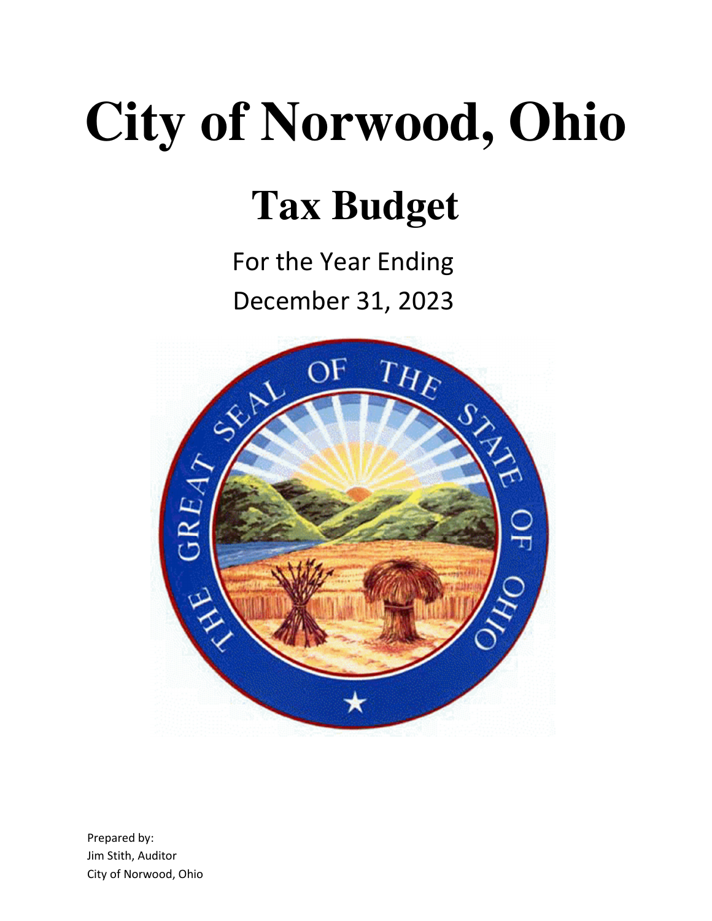# City of Norwood, Ohio

## Tax Budget

For the Year Ending
December 31, 2023

Prepared by:
Jim Stith, Auditor
City of Norwood, Ohio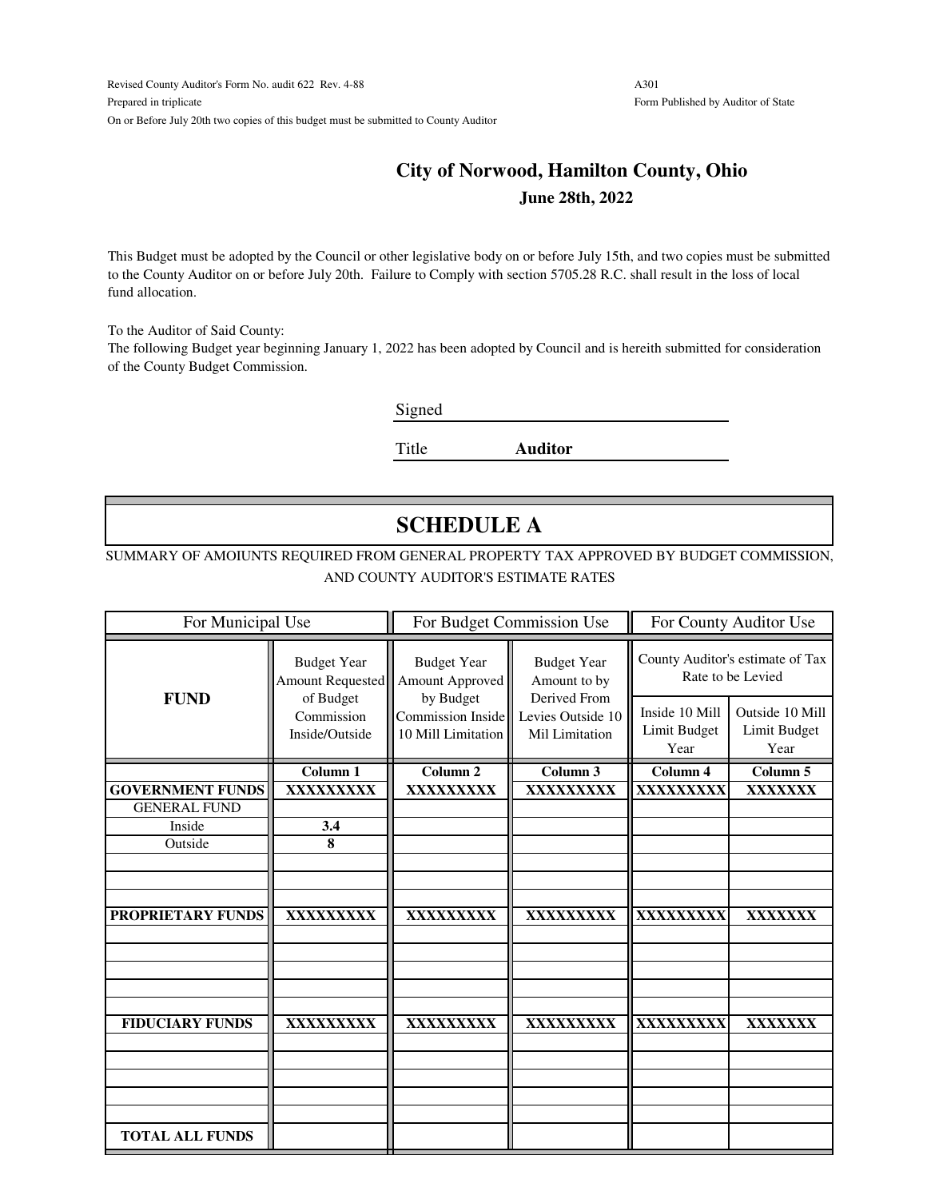Revised County Auditor's Form No. audit 622 Rev. 4-88 A301

Prepared in triplicate Form Published by Auditor of State

On or Before July 20th two copies of this budget must be submitted to County Auditor

## City of Norwood, Hamilton County, Ohio

**June 28th, 2022**

This Budget must be adopted by the Council or other legislative body on or before July 15th, and two copies must be submitted to the County Auditor on or before July 20th. Failure to Comply with section 5705.28 R.C. shall result in the loss of local fund allocation.

To the Auditor of Said County:
The following Budget year beginning January 1, 2022 has been adopted by Council and is hereith submitted for consideration of the County Budget Commission.

Signed ______________________

Title **Auditor**

# SCHEDULE A

SUMMARY OF AMOIUNTS REQUIRED FROM GENERAL PROPERTY TAX APPROVED BY BUDGET COMMISSION, AND COUNTY AUDITOR'S ESTIMATE RATES

| For Municipal Use | | For Budget Commission Use | | For County Auditor Use | |
|---|---|---|---|---|---|
| **FUND** | Budget Year Amount Requested of Budget Commission Inside/Outside | Budget Year Amount Approved by Budget Commission Inside 10 Mill Limitation | Budget Year Amount to by Derived From Levies Outside 10 Mil Limitation | County Auditor's estimate of Tax Rate to be Levied | |
| | | | | Inside 10 Mill Limit Budget Year | Outside 10 Mill Limit Budget Year |
| | **Column 1** | **Column 2** | **Column 3** | **Column 4** | **Column 5** |
| **GOVERNMENT FUNDS** | **XXXXXXXXX** | **XXXXXXXXX** | **XXXXXXXXX** | **XXXXXXXXX** | **XXXXXXX** |
| GENERAL FUND | | | | | |
| Inside | **3.4** | | | | |
| Outside | **8** | | | | |
| | | | | | |
| | | | | | |
| | | | | | |
| **PROPRIETARY FUNDS** | **XXXXXXXXX** | **XXXXXXXXX** | **XXXXXXXXX** | **XXXXXXXXX** | **XXXXXXX** |
| | | | | | |
| | | | | | |
| | | | | | |
| | | | | | |
| | | | | | |
| **FIDUCIARY FUNDS** | **XXXXXXXXX** | **XXXXXXXXX** | **XXXXXXXXX** | **XXXXXXXXX** | **XXXXXXX** |
| | | | | | |
| | | | | | |
| | | | | | |
| | | | | | |
| | | | | | |
| **TOTAL ALL FUNDS** | | | | | |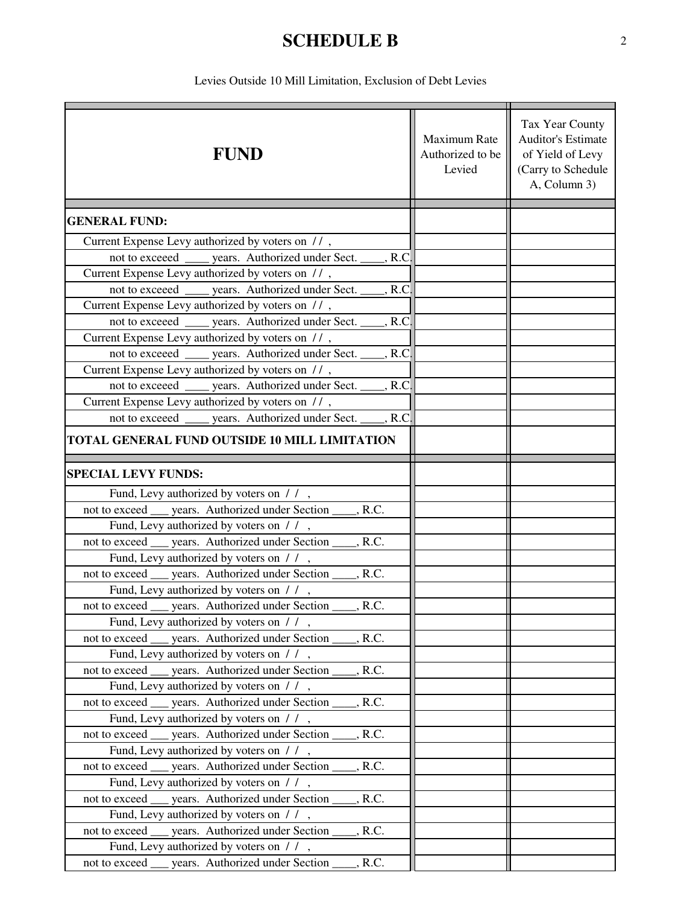# SCHEDULE B

Levies Outside 10 Mill Limitation, Exclusion of Debt Levies

| FUND | Maximum Rate Authorized to be Levied | Tax Year County Auditor's Estimate of Yield of Levy (Carry to Schedule A, Column 3) |
|---|---|---|
| **GENERAL FUND:** | | |
| Current Expense Levy authorized by voters on / / , | | |
| not to exceeed ____ years. Authorized under Sect. ____, R.C. | | |
| Current Expense Levy authorized by voters on / / , | | |
| not to exceeed ____ years. Authorized under Sect. ____, R.C. | | |
| Current Expense Levy authorized by voters on / / , | | |
| not to exceeed ____ years. Authorized under Sect. ____, R.C. | | |
| Current Expense Levy authorized by voters on / / , | | |
| not to exceeed ____ years. Authorized under Sect. ____, R.C. | | |
| Current Expense Levy authorized by voters on / / , | | |
| not to exceeed ____ years. Authorized under Sect. ____, R.C. | | |
| Current Expense Levy authorized by voters on / / , | | |
| not to exceeed ____ years. Authorized under Sect. ____, R.C. | | |
| **TOTAL GENERAL FUND OUTSIDE 10 MILL LIMITATION** | | |
| **SPECIAL LEVY FUNDS:** | | |
| Fund, Levy authorized by voters on / / , | | |
| not to exceed ___ years. Authorized under Section ____, R.C. | | |
| Fund, Levy authorized by voters on / / , | | |
| not to exceed ___ years. Authorized under Section ____, R.C. | | |
| Fund, Levy authorized by voters on / / , | | |
| not to exceed ___ years. Authorized under Section ____, R.C. | | |
| Fund, Levy authorized by voters on / / , | | |
| not to exceed ___ years. Authorized under Section ____, R.C. | | |
| Fund, Levy authorized by voters on / / , | | |
| not to exceed ___ years. Authorized under Section ____, R.C. | | |
| Fund, Levy authorized by voters on / / , | | |
| not to exceed ___ years. Authorized under Section ____, R.C. | | |
| Fund, Levy authorized by voters on / / , | | |
| not to exceed ___ years. Authorized under Section ____, R.C. | | |
| Fund, Levy authorized by voters on / / , | | |
| not to exceed ___ years. Authorized under Section ____, R.C. | | |
| Fund, Levy authorized by voters on / / , | | |
| not to exceed ___ years. Authorized under Section ____, R.C. | | |
| Fund, Levy authorized by voters on / / , | | |
| not to exceed ___ years. Authorized under Section ____, R.C. | | |
| Fund, Levy authorized by voters on / / , | | |
| not to exceed ___ years. Authorized under Section ____, R.C. | | |
| Fund, Levy authorized by voters on / / , | | |
| not to exceed ___ years. Authorized under Section ____, R.C. | | |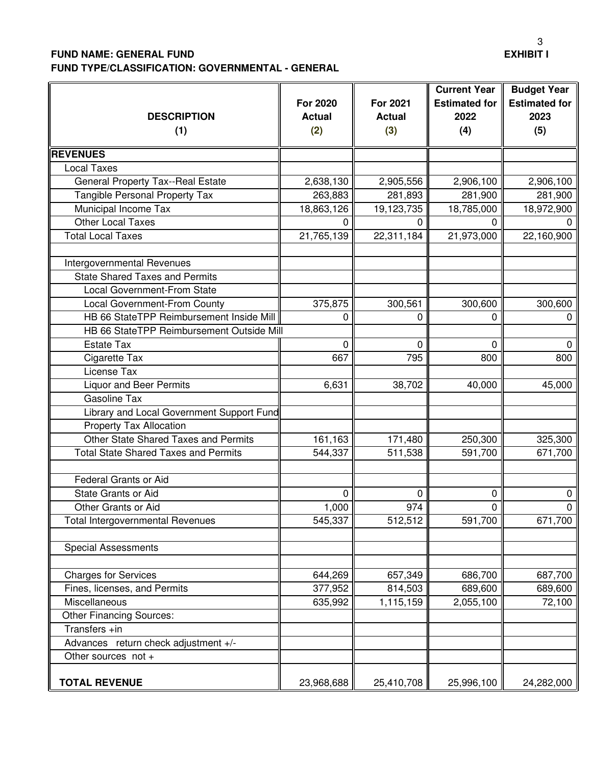**FUND NAME: GENERAL FUND** **EXHIBIT I**

**FUND TYPE/CLASSIFICATION: GOVERNMENTAL - GENERAL**

| DESCRIPTION (1) | For 2020 Actual (2) | For 2021 Actual (3) | Current Year Estimated for 2022 (4) | Budget Year Estimated for 2023 (5) |
|---|---|---|---|---|
| **REVENUES** | | | | |
| Local Taxes | | | | |
| General Property Tax--Real Estate | 2,638,130 | 2,905,556 | 2,906,100 | 2,906,100 |
| Tangible Personal Property Tax | 263,883 | 281,893 | 281,900 | 281,900 |
| Municipal Income Tax | 18,863,126 | 19,123,735 | 18,785,000 | 18,972,900 |
| Other Local Taxes | 0 | 0 | 0 | 0 |
| Total Local Taxes | 21,765,139 | 22,311,184 | 21,973,000 | 22,160,900 |
| | | | | |
| Intergovernmental Revenues | | | | |
| State Shared Taxes and Permits | | | | |
| Local Government-From State | | | | |
| Local Government-From County | 375,875 | 300,561 | 300,600 | 300,600 |
| HB 66 StateTPP Reimbursement Inside Mill | 0 | 0 | 0 | 0 |
| HB 66 StateTPP Reimbursement Outside Mill | | | | |
| Estate Tax | 0 | 0 | 0 | 0 |
| Cigarette Tax | 667 | 795 | 800 | 800 |
| License Tax | | | | |
| Liquor and Beer Permits | 6,631 | 38,702 | 40,000 | 45,000 |
| Gasoline Tax | | | | |
| Library and Local Government Support Fund | | | | |
| Property Tax Allocation | | | | |
| Other State Shared Taxes and Permits | 161,163 | 171,480 | 250,300 | 325,300 |
| Total State Shared Taxes and Permits | 544,337 | 511,538 | 591,700 | 671,700 |
| | | | | |
| Federal Grants or Aid | | | | |
| State Grants or Aid | 0 | 0 | 0 | 0 |
| Other Grants or Aid | 1,000 | 974 | 0 | 0 |
| Total Intergovernmental Revenues | 545,337 | 512,512 | 591,700 | 671,700 |
| | | | | |
| Special Assessments | | | | |
| | | | | |
| Charges for Services | 644,269 | 657,349 | 686,700 | 687,700 |
| Fines, licenses, and Permits | 377,952 | 814,503 | 689,600 | 689,600 |
| Miscellaneous | 635,992 | 1,115,159 | 2,055,100 | 72,100 |
| Other Financing Sources: | | | | |
| Transfers +in | | | | |
| Advances return check adjustment +/- | | | | |
| Other sources not + | | | | |
| **TOTAL REVENUE** | 23,968,688 | 25,410,708 | 25,996,100 | 24,282,000 |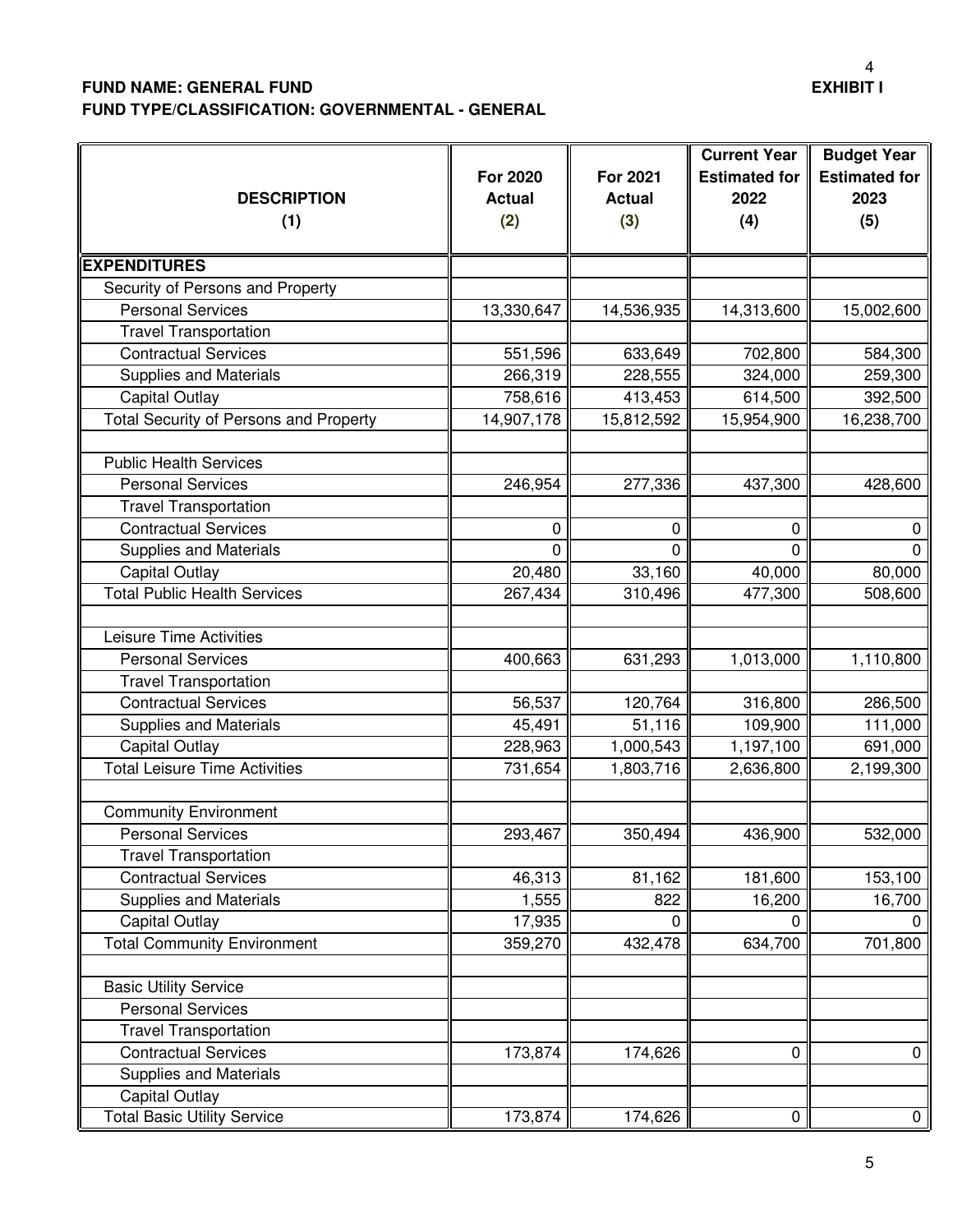**FUND NAME: GENERAL FUND** **EXHIBIT I**

**FUND TYPE/CLASSIFICATION: GOVERNMENTAL - GENERAL**

| DESCRIPTION (1) | For 2020 Actual (2) | For 2021 Actual (3) | Current Year Estimated for 2022 (4) | Budget Year Estimated for 2023 (5) |
|---|---|---|---|---|
| **EXPENDITURES** | | | | |
| Security of Persons and Property | | | | |
| Personal Services | 13,330,647 | 14,536,935 | 14,313,600 | 15,002,600 |
| Travel Transportation | | | | |
| Contractual Services | 551,596 | 633,649 | 702,800 | 584,300 |
| Supplies and Materials | 266,319 | 228,555 | 324,000 | 259,300 |
| Capital Outlay | 758,616 | 413,453 | 614,500 | 392,500 |
| Total Security of Persons and Property | 14,907,178 | 15,812,592 | 15,954,900 | 16,238,700 |
| | | | | |
| Public Health Services | | | | |
| Personal Services | 246,954 | 277,336 | 437,300 | 428,600 |
| Travel Transportation | | | | |
| Contractual Services | 0 | 0 | 0 | 0 |
| Supplies and Materials | 0 | 0 | 0 | 0 |
| Capital Outlay | 20,480 | 33,160 | 40,000 | 80,000 |
| Total Public Health Services | 267,434 | 310,496 | 477,300 | 508,600 |
| | | | | |
| Leisure Time Activities | | | | |
| Personal Services | 400,663 | 631,293 | 1,013,000 | 1,110,800 |
| Travel Transportation | | | | |
| Contractual Services | 56,537 | 120,764 | 316,800 | 286,500 |
| Supplies and Materials | 45,491 | 51,116 | 109,900 | 111,000 |
| Capital Outlay | 228,963 | 1,000,543 | 1,197,100 | 691,000 |
| Total Leisure Time Activities | 731,654 | 1,803,716 | 2,636,800 | 2,199,300 |
| | | | | |
| Community Environment | | | | |
| Personal Services | 293,467 | 350,494 | 436,900 | 532,000 |
| Travel Transportation | | | | |
| Contractual Services | 46,313 | 81,162 | 181,600 | 153,100 |
| Supplies and Materials | 1,555 | 822 | 16,200 | 16,700 |
| Capital Outlay | 17,935 | 0 | 0 | 0 |
| Total Community Environment | 359,270 | 432,478 | 634,700 | 701,800 |
| | | | | |
| Basic Utility Service | | | | |
| Personal Services | | | | |
| Travel Transportation | | | | |
| Contractual Services | 173,874 | 174,626 | 0 | 0 |
| Supplies and Materials | | | | |
| Capital Outlay | | | | |
| Total Basic Utility Service | 173,874 | 174,626 | 0 | 0 |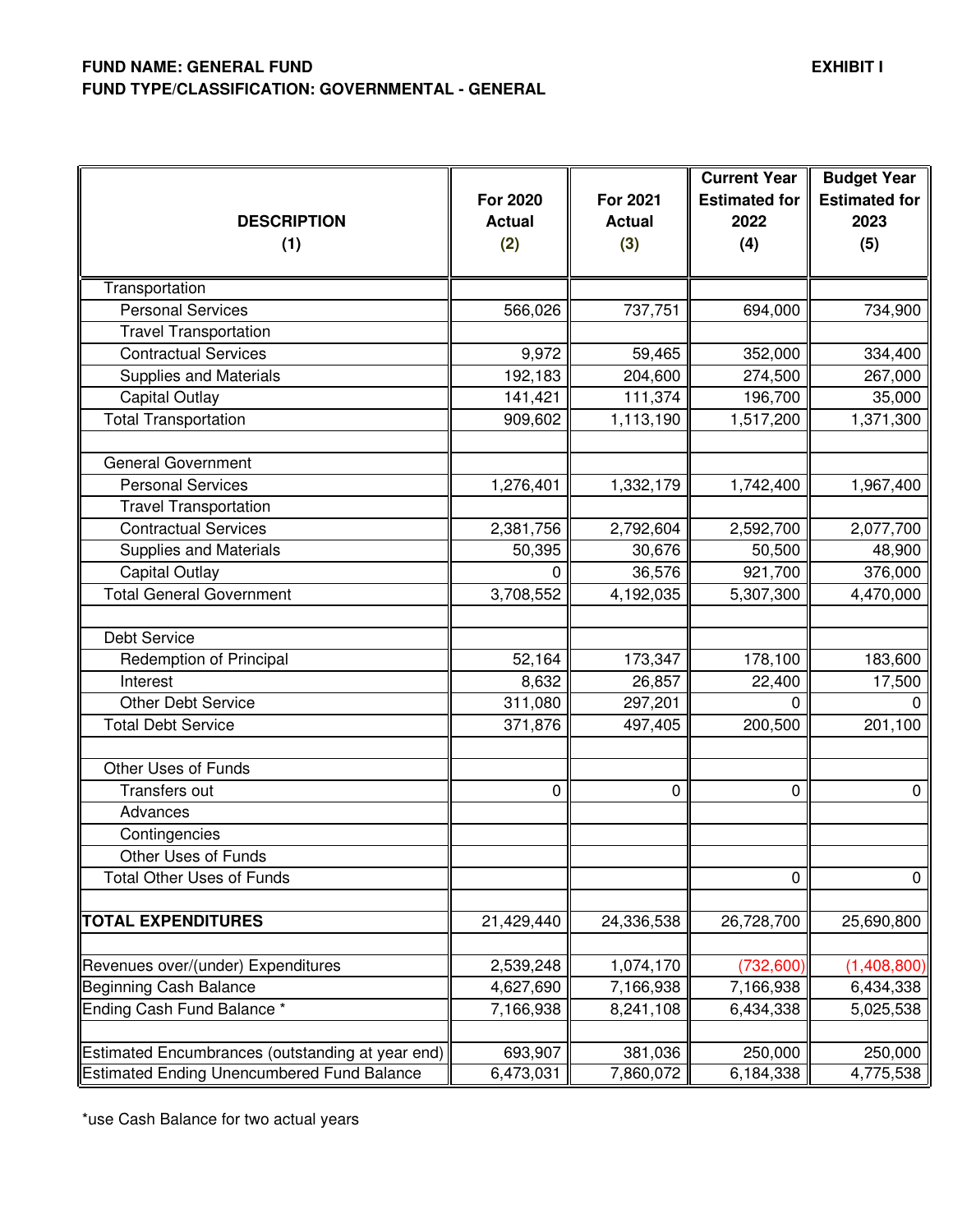**FUND NAME: GENERAL FUND** **EXHIBIT I**

**FUND TYPE/CLASSIFICATION: GOVERNMENTAL - GENERAL**

| DESCRIPTION (1) | For 2020 Actual (2) | For 2021 Actual (3) | Current Year Estimated for 2022 (4) | Budget Year Estimated for 2023 (5) |
|---|---|---|---|---|
| Transportation | | | | |
| Personal Services | 566,026 | 737,751 | 694,000 | 734,900 |
| Travel Transportation | | | | |
| Contractual Services | 9,972 | 59,465 | 352,000 | 334,400 |
| Supplies and Materials | 192,183 | 204,600 | 274,500 | 267,000 |
| Capital Outlay | 141,421 | 111,374 | 196,700 | 35,000 |
| Total Transportation | 909,602 | 1,113,190 | 1,517,200 | 1,371,300 |
| | | | | |
| General Government | | | | |
| Personal Services | 1,276,401 | 1,332,179 | 1,742,400 | 1,967,400 |
| Travel Transportation | | | | |
| Contractual Services | 2,381,756 | 2,792,604 | 2,592,700 | 2,077,700 |
| Supplies and Materials | 50,395 | 30,676 | 50,500 | 48,900 |
| Capital Outlay | 0 | 36,576 | 921,700 | 376,000 |
| Total General Government | 3,708,552 | 4,192,035 | 5,307,300 | 4,470,000 |
| | | | | |
| Debt Service | | | | |
| Redemption of Principal | 52,164 | 173,347 | 178,100 | 183,600 |
| Interest | 8,632 | 26,857 | 22,400 | 17,500 |
| Other Debt Service | 311,080 | 297,201 | 0 | 0 |
| Total Debt Service | 371,876 | 497,405 | 200,500 | 201,100 |
| | | | | |
| Other Uses of Funds | | | | |
| Transfers out | 0 | 0 | 0 | 0 |
| Advances | | | | |
| Contingencies | | | | |
| Other Uses of Funds | | | | |
| Total Other Uses of Funds | | | 0 | 0 |
| | | | | |
| **TOTAL EXPENDITURES** | 21,429,440 | 24,336,538 | 26,728,700 | 25,690,800 |
| | | | | |
| Revenues over/(under) Expenditures | 2,539,248 | 1,074,170 | (732,600) | (1,408,800) |
| Beginning Cash Balance | 4,627,690 | 7,166,938 | 7,166,938 | 6,434,338 |
| Ending Cash Fund Balance * | 7,166,938 | 8,241,108 | 6,434,338 | 5,025,538 |
| | | | | |
| Estimated Encumbrances (outstanding at year end) | 693,907 | 381,036 | 250,000 | 250,000 |
| Estimated Ending Unencumbered Fund Balance | 6,473,031 | 7,860,072 | 6,184,338 | 4,775,538 |

*use Cash Balance for two actual years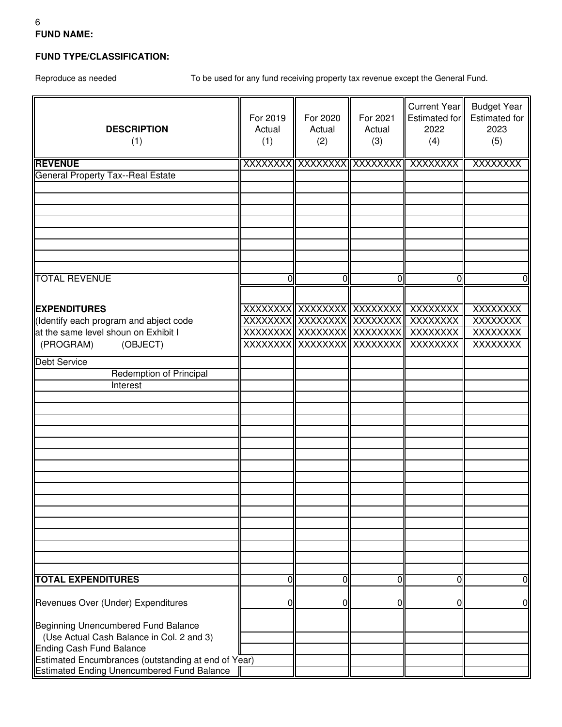**FUND NAME:**

**FUND TYPE/CLASSIFICATION:**

Reproduce as needed To be used for any fund receiving property tax revenue except the General Fund.

| DESCRIPTION (1) | For 2019 Actual (1) | For 2020 Actual (2) | For 2021 Actual (3) | Current Year Estimated for 2022 (4) | Budget Year Estimated for 2023 (5) |
|---|---|---|---|---|---|
| **REVENUE** | XXXXXXXX | XXXXXXXX | XXXXXXXX | XXXXXXXX | XXXXXXXX |
| General Property Tax--Real Estate | | | | | |
| | | | | | |
| | | | | | |
| | | | | | |
| | | | | | |
| | | | | | |
| | | | | | |
| | | | | | |
| | | | | | |
| TOTAL REVENUE | 0 | 0 | 0 | 0 | 0 |
| | | | | | |
| **EXPENDITURES** | XXXXXXXX | XXXXXXXX | XXXXXXXX | XXXXXXXX | XXXXXXXX |
| (Identify each program and abject code | XXXXXXXX | XXXXXXXX | XXXXXXXX | XXXXXXXX | XXXXXXXX |
| at the same level shoun on Exhibit I | XXXXXXXX | XXXXXXXX | XXXXXXXX | XXXXXXXX | XXXXXXXX |
| (PROGRAM) (OBJECT) | XXXXXXXX | XXXXXXXX | XXXXXXXX | XXXXXXXX | XXXXXXXX |
| Debt Service | | | | | |
| Redemption of Principal | | | | | |
| Interest | | | | | |
| | | | | | |
| | | | | | |
| | | | | | |
| | | | | | |
| | | | | | |
| | | | | | |
| | | | | | |
| | | | | | |
| | | | | | |
| | | | | | |
| | | | | | |
| | | | | | |
| | | | | | |
| | | | | | |
| | | | | | |
| | | | | | |
| **TOTAL EXPENDITURES** | 0 | 0 | 0 | 0 | 0 |
| Revenues Over (Under) Expenditures | 0 | 0 | 0 | 0 | 0 |
| Beginning Unencumbered Fund Balance (Use Actual Cash Balance in Col. 2 and 3) | | | | | |
| Ending Cash Fund Balance | | | | | |
| Estimated Encumbrances (outstanding at end of Year) | | | | | |
| Estimated Ending Unencumbered Fund Balance | | | | | |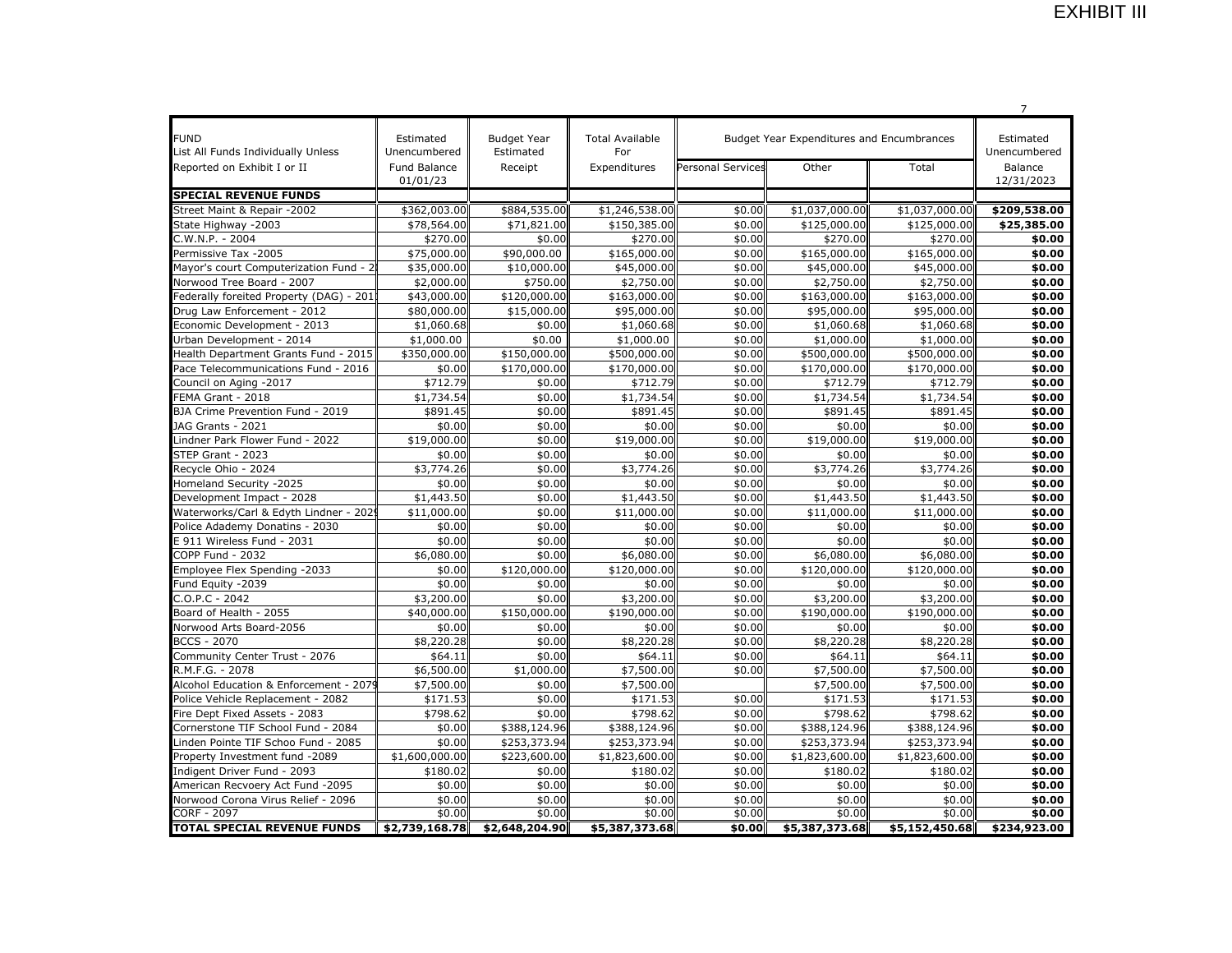# EXHIBIT III

| FUND List All Funds Individually Unless Reported on Exhibit I or II | Estimated Unencumbered Fund Balance 01/01/23 | Budget Year Estimated Receipt | Total Available For Expenditures | Budget Year Expenditures and Encumbrances | | | Estimated Unencumbered Balance 12/31/2023 |
|---|---|---|---|---|---|---|---|
| | | | | Personal Services | Other | Total | |
| **SPECIAL REVENUE FUNDS** | | | | | | | |
| Street Maint & Repair -2002 | $362,003.00 | $884,535.00 | $1,246,538.00 | $0.00 | $1,037,000.00 | $1,037,000.00 | **$209,538.00** |
| State Highway -2003 | $78,564.00 | $71,821.00 | $150,385.00 | $0.00 | $125,000.00 | $125,000.00 | **$25,385.00** |
| C.W.N.P. - 2004 | $270.00 | $0.00 | $270.00 | $0.00 | $270.00 | $270.00 | **$0.00** |
| Permissive Tax -2005 | $75,000.00 | $90,000.00 | $165,000.00 | $0.00 | $165,000.00 | $165,000.00 | **$0.00** |
| Mayor's court Computerization Fund - 2 | $35,000.00 | $10,000.00 | $45,000.00 | $0.00 | $45,000.00 | $45,000.00 | **$0.00** |
| Norwood Tree Board - 2007 | $2,000.00 | $750.00 | $2,750.00 | $0.00 | $2,750.00 | $2,750.00 | **$0.00** |
| Federally foreited Property (DAG) - 201 | $43,000.00 | $120,000.00 | $163,000.00 | $0.00 | $163,000.00 | $163,000.00 | **$0.00** |
| Drug Law Enforcement - 2012 | $80,000.00 | $15,000.00 | $95,000.00 | $0.00 | $95,000.00 | $95,000.00 | **$0.00** |
| Economic Development - 2013 | $1,060.68 | $0.00 | $1,060.68 | $0.00 | $1,060.68 | $1,060.68 | **$0.00** |
| Urban Development - 2014 | $1,000.00 | $0.00 | $1,000.00 | $0.00 | $1,000.00 | $1,000.00 | **$0.00** |
| Health Department Grants Fund - 2015 | $350,000.00 | $150,000.00 | $500,000.00 | $0.00 | $500,000.00 | $500,000.00 | **$0.00** |
| Pace Telecommunications Fund - 2016 | $0.00 | $170,000.00 | $170,000.00 | $0.00 | $170,000.00 | $170,000.00 | **$0.00** |
| Council on Aging -2017 | $712.79 | $0.00 | $712.79 | $0.00 | $712.79 | $712.79 | **$0.00** |
| FEMA Grant - 2018 | $1,734.54 | $0.00 | $1,734.54 | $0.00 | $1,734.54 | $1,734.54 | **$0.00** |
| BJA Crime Prevention Fund - 2019 | $891.45 | $0.00 | $891.45 | $0.00 | $891.45 | $891.45 | **$0.00** |
| JAG Grants - 2021 | $0.00 | $0.00 | $0.00 | $0.00 | $0.00 | $0.00 | **$0.00** |
| Lindner Park Flower Fund - 2022 | $19,000.00 | $0.00 | $19,000.00 | $0.00 | $19,000.00 | $19,000.00 | **$0.00** |
| STEP Grant - 2023 | $0.00 | $0.00 | $0.00 | $0.00 | $0.00 | $0.00 | **$0.00** |
| Recycle Ohio - 2024 | $3,774.26 | $0.00 | $3,774.26 | $0.00 | $3,774.26 | $3,774.26 | **$0.00** |
| Homeland Security -2025 | $0.00 | $0.00 | $0.00 | $0.00 | $0.00 | $0.00 | **$0.00** |
| Development Impact - 2028 | $1,443.50 | $0.00 | $1,443.50 | $0.00 | $1,443.50 | $1,443.50 | **$0.00** |
| Waterworks/Carl & Edyth Lindner - 2029 | $11,000.00 | $0.00 | $11,000.00 | $0.00 | $11,000.00 | $11,000.00 | **$0.00** |
| Police Adademy Donatins - 2030 | $0.00 | $0.00 | $0.00 | $0.00 | $0.00 | $0.00 | **$0.00** |
| E 911 Wireless Fund - 2031 | $0.00 | $0.00 | $0.00 | $0.00 | $0.00 | $0.00 | **$0.00** |
| COPP Fund - 2032 | $6,080.00 | $0.00 | $6,080.00 | $0.00 | $6,080.00 | $6,080.00 | **$0.00** |
| Employee Flex Spending -2033 | $0.00 | $120,000.00 | $120,000.00 | $0.00 | $120,000.00 | $120,000.00 | **$0.00** |
| Fund Equity -2039 | $0.00 | $0.00 | $0.00 | $0.00 | $0.00 | $0.00 | **$0.00** |
| C.O.P.C - 2042 | $3,200.00 | $0.00 | $3,200.00 | $0.00 | $3,200.00 | $3,200.00 | **$0.00** |
| Board of Health - 2055 | $40,000.00 | $150,000.00 | $190,000.00 | $0.00 | $190,000.00 | $190,000.00 | **$0.00** |
| Norwood Arts Board-2056 | $0.00 | $0.00 | $0.00 | $0.00 | $0.00 | $0.00 | **$0.00** |
| BCCS - 2070 | $8,220.28 | $0.00 | $8,220.28 | $0.00 | $8,220.28 | $8,220.28 | **$0.00** |
| Community Center Trust - 2076 | $64.11 | $0.00 | $64.11 | $0.00 | $64.11 | $64.11 | **$0.00** |
| R.M.F.G. - 2078 | $6,500.00 | $1,000.00 | $7,500.00 | $0.00 | $7,500.00 | $7,500.00 | **$0.00** |
| Alcohol Education & Enforcement - 2079 | $7,500.00 | $0.00 | $7,500.00 | | $7,500.00 | $7,500.00 | **$0.00** |
| Police Vehicle Replacement - 2082 | $171.53 | $0.00 | $171.53 | $0.00 | $171.53 | $171.53 | **$0.00** |
| Fire Dept Fixed Assets - 2083 | $798.62 | $0.00 | $798.62 | $0.00 | $798.62 | $798.62 | **$0.00** |
| Cornerstone TIF School Fund - 2084 | $0.00 | $388,124.96 | $388,124.96 | $0.00 | $388,124.96 | $388,124.96 | **$0.00** |
| Linden Pointe TIF Schoo Fund - 2085 | $0.00 | $253,373.94 | $253,373.94 | $0.00 | $253,373.94 | $253,373.94 | **$0.00** |
| Property Investment fund -2089 | $1,600,000.00 | $223,600.00 | $1,823,600.00 | $0.00 | $1,823,600.00 | $1,823,600.00 | **$0.00** |
| Indigent Driver Fund - 2093 | $180.02 | $0.00 | $180.02 | $0.00 | $180.02 | $180.02 | **$0.00** |
| American Recvoery Act Fund -2095 | $0.00 | $0.00 | $0.00 | $0.00 | $0.00 | $0.00 | **$0.00** |
| Norwood Corona Virus Relief - 2096 | $0.00 | $0.00 | $0.00 | $0.00 | $0.00 | $0.00 | **$0.00** |
| CORF - 2097 | $0.00 | $0.00 | $0.00 | $0.00 | $0.00 | $0.00 | **$0.00** |
| **TOTAL SPECIAL REVENUE FUNDS** | **$2,739,168.78** | **$2,648,204.90** | **$5,387,373.68** | **$0.00** | **$5,387,373.68** | **$5,152,450.68** | **$234,923.00** |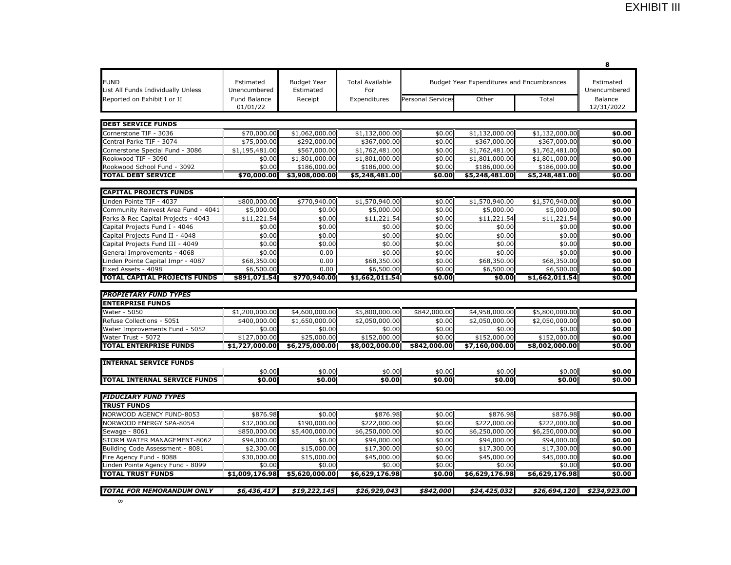# EXHIBIT III

| FUND List All Funds Individually Unless Reported on Exhibit I or II | Estimated Unencumbered Fund Balance 01/01/22 | Budget Year Estimated Receipt | Total Available For Expenditures | Budget Year Expenditures and Encumbrances | | | Estimated Unencumbered Balance 12/31/2022 |
|---|---|---|---|---|---|---|---|
| | | | | Personal Services | Other | Total | |
| **DEBT SERVICE FUNDS** | | | | | | | |
| Cornerstone TIF - 3036 | $70,000.00 | $1,062,000.00 | $1,132,000.00 | $0.00 | $1,132,000.00 | $1,132,000.00 | **$0.00** |
| Central Parke TIF - 3074 | $75,000.00 | $292,000.00 | $367,000.00 | $0.00 | $367,000.00 | $367,000.00 | **$0.00** |
| Cornerstone Special Fund - 3086 | $1,195,481.00 | $567,000.00 | $1,762,481.00 | $0.00 | $1,762,481.00 | $1,762,481.00 | **$0.00** |
| Rookwood TIF - 3090 | $0.00 | $1,801,000.00 | $1,801,000.00 | $0.00 | $1,801,000.00 | $1,801,000.00 | **$0.00** |
| Rookwood School Fund - 3092 | $0.00 | $186,000.00 | $186,000.00 | $0.00 | $186,000.00 | $186,000.00 | **$0.00** |
| **TOTAL DEBT SERVICE** | **$70,000.00** | **$3,908,000.00** | **$5,248,481.00** | **$0.00** | **$5,248,481.00** | **$5,248,481.00** | **$0.00** |
| **CAPITAL PROJECTS FUNDS** | | | | | | | |
| Linden Pointe TIF - 4037 | $800,000.00 | $770,940.00 | $1,570,940.00 | $0.00 | $1,570,940.00 | $1,570,940.00 | **$0.00** |
| Community Reinvest Area Fund - 4041 | $5,000.00 | $0.00 | $5,000.00 | $0.00 | $5,000.00 | $5,000.00 | **$0.00** |
| Parks & Rec Capital Projects - 4043 | $11,221.54 | $0.00 | $11,221.54 | $0.00 | $11,221.54 | $11,221.54 | **$0.00** |
| Capital Projects Fund I - 4046 | $0.00 | $0.00 | $0.00 | $0.00 | $0.00 | $0.00 | **$0.00** |
| Capital Projects Fund II - 4048 | $0.00 | $0.00 | $0.00 | $0.00 | $0.00 | $0.00 | **$0.00** |
| Capital Projects Fund III - 4049 | $0.00 | $0.00 | $0.00 | $0.00 | $0.00 | $0.00 | **$0.00** |
| General Improvements - 4068 | $0.00 | 0.00 | $0.00 | $0.00 | $0.00 | $0.00 | **$0.00** |
| Linden Pointe Capital Impr - 4087 | $68,350.00 | 0.00 | $68,350.00 | $0.00 | $68,350.00 | $68,350.00 | **$0.00** |
| Fixed Assets - 4098 | $6,500.00 | 0.00 | $6,500.00 | $0.00 | $6,500.00 | $6,500.00 | **$0.00** |
| **TOTAL CAPITAL PROJECTS FUNDS** | **$891,071.54** | **$770,940.00** | **$1,662,011.54** | **$0.00** | **$0.00** | **$1,662,011.54** | **$0.00** |
| ***PROPIETARY FUND TYPES*** | | | | | | | |
| **ENTERPRISE FUNDS** | | | | | | | |
| Water - 5050 | $1,200,000.00 | $4,600,000.00 | $5,800,000.00 | $842,000.00 | $4,958,000.00 | $5,800,000.00 | **$0.00** |
| Refuse Collections - 5051 | $400,000.00 | $1,650,000.00 | $2,050,000.00 | $0.00 | $2,050,000.00 | $2,050,000.00 | **$0.00** |
| Water Improvements Fund - 5052 | $0.00 | $0.00 | $0.00 | $0.00 | $0.00 | $0.00 | **$0.00** |
| Water Trust - 5072 | $127,000.00 | $25,000.00 | $152,000.00 | $0.00 | $152,000.00 | $152,000.00 | **$0.00** |
| **TOTAL ENTERPRISE FUNDS** | **$1,727,000.00** | **$6,275,000.00** | **$8,002,000.00** | **$842,000.00** | **$7,160,000.00** | **$8,002,000.00** | **$0.00** |
| **INTERNAL SERVICE FUNDS** | | | | | | | |
| | $0.00 | $0.00 | $0.00 | $0.00 | $0.00 | $0.00 | **$0.00** |
| **TOTAL INTERNAL SERVICE FUNDS** | **$0.00** | **$0.00** | **$0.00** | **$0.00** | **$0.00** | **$0.00** | **$0.00** |
| ***FIDUCIARY FUND TYPES*** | | | | | | | |
| **TRUST FUNDS** | | | | | | | |
| NORWOOD AGENCY FUND-8053 | $876.98 | $0.00 | $876.98 | $0.00 | $876.98 | $876.98 | **$0.00** |
| NORWOOD ENERGY SPA-8054 | $32,000.00 | $190,000.00 | $222,000.00 | $0.00 | $222,000.00 | $222,000.00 | **$0.00** |
| Sewage - 8061 | $850,000.00 | $5,400,000.00 | $6,250,000.00 | $0.00 | $6,250,000.00 | $6,250,000.00 | **$0.00** |
| STORM WATER MANAGEMENT-8062 | $94,000.00 | $0.00 | $94,000.00 | $0.00 | $94,000.00 | $94,000.00 | **$0.00** |
| Building Code Assessment - 8081 | $2,300.00 | $15,000.00 | $17,300.00 | $0.00 | $17,300.00 | $17,300.00 | **$0.00** |
| Fire Agency Fund - 8088 | $30,000.00 | $15,000.00 | $45,000.00 | $0.00 | $45,000.00 | $45,000.00 | **$0.00** |
| Linden Pointe Agency Fund - 8099 | $0.00 | $0.00 | $0.00 | $0.00 | $0.00 | $0.00 | **$0.00** |
| **TOTAL TRUST FUNDS** | **$1,009,176.98** | **$5,620,000.00** | **$6,629,176.98** | **$0.00** | **$6,629,176.98** | **$6,629,176.98** | **$0.00** |
| ***TOTAL FOR MEMORANDUM ONLY*** | ***$6,436,417*** | ***$19,222,145*** | ***$26,929,043*** | ***$842,000*** | ***$24,425,032*** | ***$26,694,120*** | ***$234,923.00*** |

∞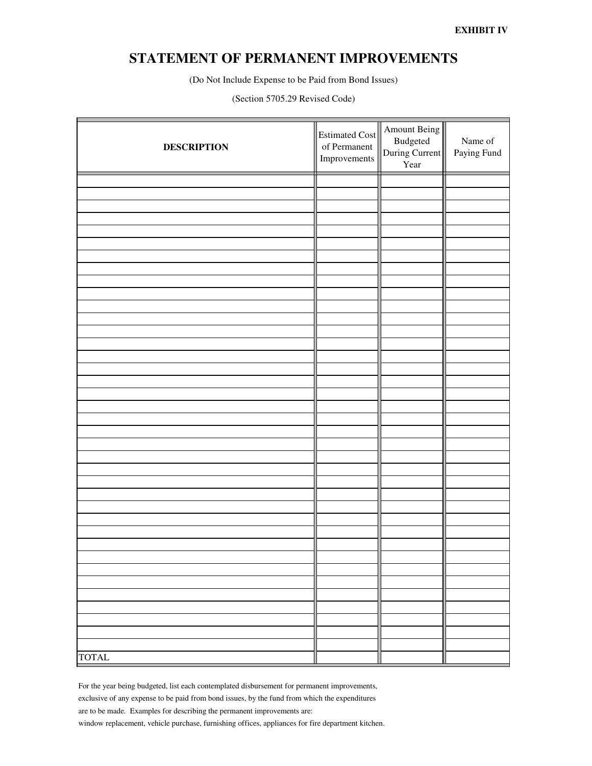EXHIBIT IV

# STATEMENT OF PERMANENT IMPROVEMENTS

(Do Not Include Expense to be Paid from Bond Issues)

(Section 5705.29 Revised Code)

| DESCRIPTION | Estimated Cost of Permanent Improvements | Amount Being Budgeted During Current Year | Name of Paying Fund |
|---|---|---|---|
| | | | |
| | | | |
| | | | |
| | | | |
| | | | |
| | | | |
| | | | |
| | | | |
| | | | |
| | | | |
| | | | |
| | | | |
| | | | |
| | | | |
| | | | |
| | | | |
| | | | |
| | | | |
| | | | |
| | | | |
| | | | |
| | | | |
| | | | |
| | | | |
| | | | |
| | | | |
| | | | |
| | | | |
| | | | |
| | | | |
| | | | |
| | | | |
| | | | |
| | | | |
| | | | |
| | | | |
| | | | |
| | | | |
| TOTAL | | | |

For the year being budgeted, list each contemplated disbursement for permanent improvements, exclusive of any expense to be paid from bond issues, by the fund from which the expenditures are to be made. Examples for describing the permanent improvements are: window replacement, vehicle purchase, furnishing offices, appliances for fire department kitchen.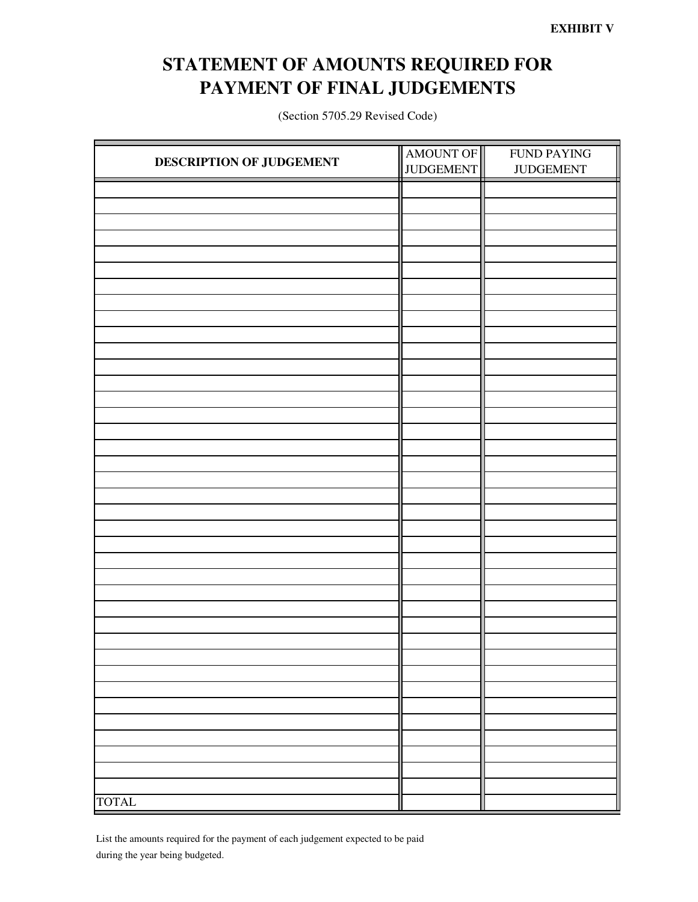**EXHIBIT V**

# STATEMENT OF AMOUNTS REQUIRED FOR PAYMENT OF FINAL JUDGEMENTS

(Section 5705.29 Revised Code)

| DESCRIPTION OF JUDGEMENT | AMOUNT OF JUDGEMENT | FUND PAYING JUDGEMENT |
|---|---|---|
| | | |
| | | |
| | | |
| | | |
| | | |
| | | |
| | | |
| | | |
| | | |
| | | |
| | | |
| | | |
| | | |
| | | |
| | | |
| | | |
| | | |
| | | |
| | | |
| | | |
| | | |
| | | |
| | | |
| | | |
| | | |
| | | |
| | | |
| | | |
| | | |
| | | |
| | | |
| | | |
| | | |
| | | |
| | | |
| | | |
| | | |
| | | |
| TOTAL | | |

List the amounts required for the payment of each judgement expected to be paid during the year being budgeted.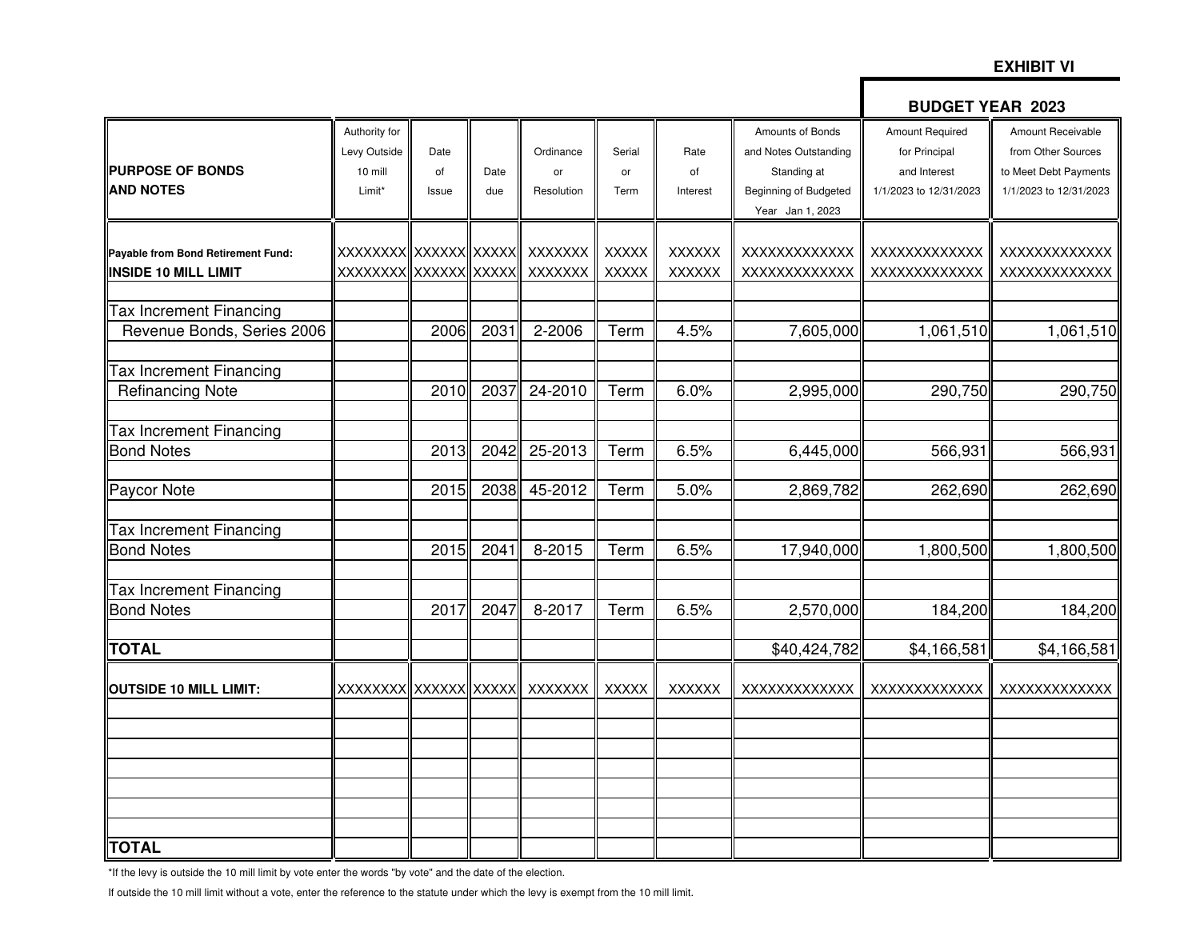**EXHIBIT VI**

**BUDGET YEAR 2023**

| PURPOSE OF BONDS AND NOTES | Authority for Levy Outside 10 mill Limit* | Date of Issue | Date due | Ordinance or Resolution | Serial or Term | Rate of Interest | Amounts of Bonds and Notes Outstanding Standing at Beginning of Budgeted Year Jan 1, 2023 | Amount Required for Principal and Interest 1/1/2023 to 12/31/2023 | Amount Receivable from Other Sources to Meet Debt Payments 1/1/2023 to 12/31/2023 |
|---|---|---|---|---|---|---|---|---|---|
| **Payable from Bond Retirement Fund:** | XXXXXXXX | XXXXXX | XXXXX | XXXXXXX | XXXXX | XXXXXX | XXXXXXXXXXXXX | XXXXXXXXXXXXX | XXXXXXXXXXXXX |
| **INSIDE 10 MILL LIMIT** | XXXXXXXX | XXXXXX | XXXXX | XXXXXXX | XXXXX | XXXXXX | XXXXXXXXXXXXX | XXXXXXXXXXXXX | XXXXXXXXXXXXX |
| Tax Increment Financing | | | | | | | | | |
| Revenue Bonds, Series 2006 | | 2006 | 2031 | 2-2006 | Term | 4.5% | 7,605,000 | 1,061,510 | 1,061,510 |
| Tax Increment Financing | | | | | | | | | |
| Refinancing Note | | 2010 | 2037 | 24-2010 | Term | 6.0% | 2,995,000 | 290,750 | 290,750 |
| Tax Increment Financing | | | | | | | | | |
| Bond Notes | | 2013 | 2042 | 25-2013 | Term | 6.5% | 6,445,000 | 566,931 | 566,931 |
| Paycor Note | | 2015 | 2038 | 45-2012 | Term | 5.0% | 2,869,782 | 262,690 | 262,690 |
| Tax Increment Financing | | | | | | | | | |
| Bond Notes | | 2015 | 2041 | 8-2015 | Term | 6.5% | 17,940,000 | 1,800,500 | 1,800,500 |
| Tax Increment Financing | | | | | | | | | |
| Bond Notes | | 2017 | 2047 | 8-2017 | Term | 6.5% | 2,570,000 | 184,200 | 184,200 |
| **TOTAL** | | | | | | | $40,424,782 | $4,166,581 | $4,166,581 |
| **OUTSIDE 10 MILL LIMIT:** | XXXXXXXX | XXXXXX | XXXXX | XXXXXXX | XXXXX | XXXXXX | XXXXXXXXXXXXX | XXXXXXXXXXXXX | XXXXXXXXXXXXX |
| | | | | | | | | | |
| | | | | | | | | | |
| | | | | | | | | | |
| | | | | | | | | | |
| | | | | | | | | | |
| | | | | | | | | | |
| | | | | | | | | | |
| **TOTAL** | | | | | | | | | |

*If the levy is outside the 10 mill limit by vote enter the words "by vote" and the date of the election.

If outside the 10 mill limit without a vote, enter the reference to the statute under which the levy is exempt from the 10 mill limit.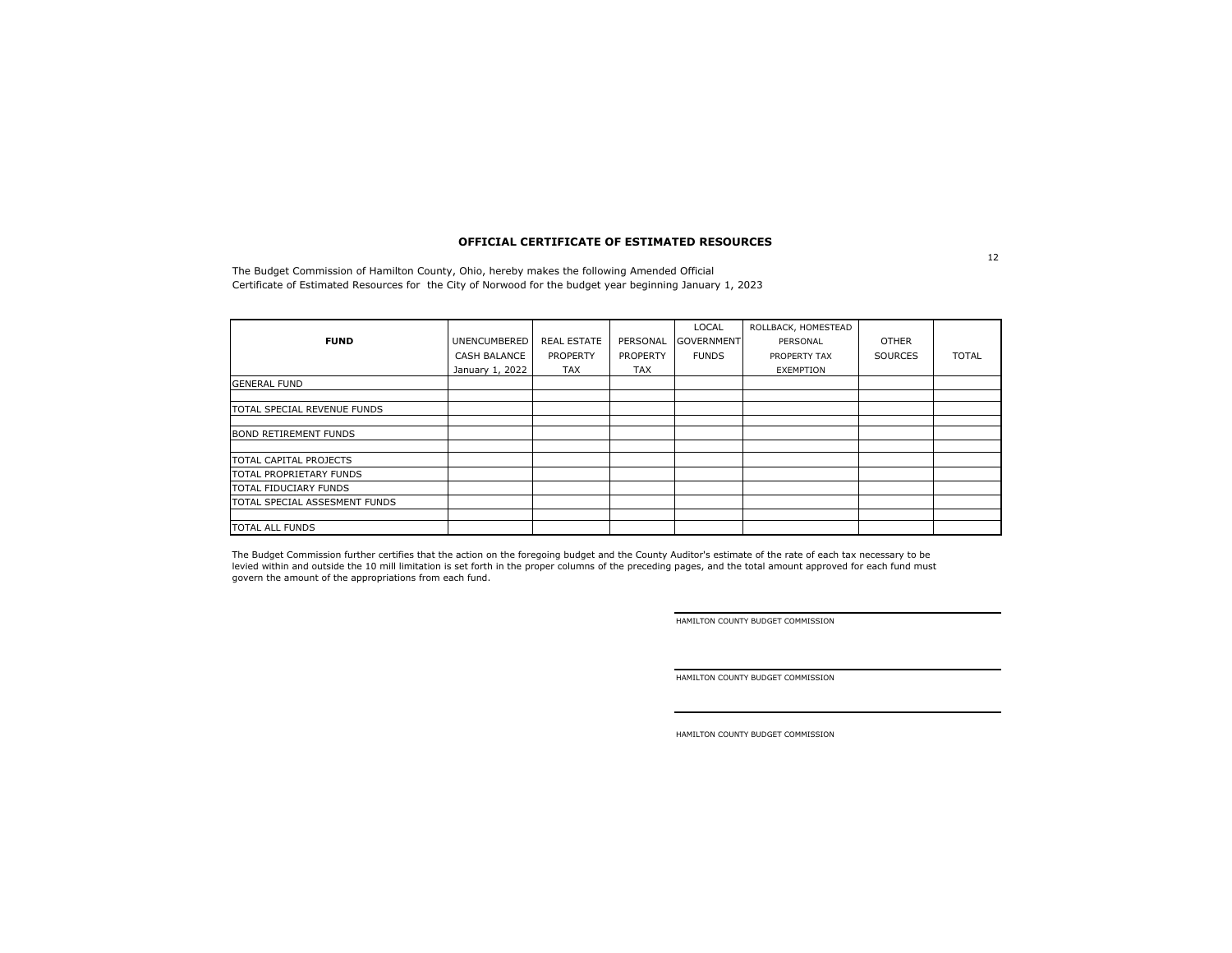## OFFICIAL CERTIFICATE OF ESTIMATED RESOURCES

The Budget Commission of Hamilton County, Ohio, hereby makes the following Amended Official Certificate of Estimated Resources for the City of Norwood for the budget year beginning January 1, 2023

| FUND | UNENCUMBERED CASH BALANCE January 1, 2022 | REAL ESTATE PROPERTY TAX | PERSONAL PROPERTY TAX | LOCAL GOVERNMENT FUNDS | ROLLBACK, HOMESTEAD PERSONAL PROPERTY TAX EXEMPTION | OTHER SOURCES | TOTAL |
|---|---|---|---|---|---|---|---|
| GENERAL FUND | | | | | | | |
| | | | | | | | |
| TOTAL SPECIAL REVENUE FUNDS | | | | | | | |
| | | | | | | | |
| BOND RETIREMENT FUNDS | | | | | | | |
| | | | | | | | |
| TOTAL CAPITAL PROJECTS | | | | | | | |
| TOTAL PROPRIETARY FUNDS | | | | | | | |
| TOTAL FIDUCIARY FUNDS | | | | | | | |
| TOTAL SPECIAL ASSESMENT FUNDS | | | | | | | |
| | | | | | | | |
| TOTAL ALL FUNDS | | | | | | | |

The Budget Commission further certifies that the action on the foregoing budget and the County Auditor's estimate of the rate of each tax necessary to be levied within and outside the 10 mill limitation is set forth in the proper columns of the preceding pages, and the total amount approved for each fund must govern the amount of the appropriations from each fund.

HAMILTON COUNTY BUDGET COMMISSION

HAMILTON COUNTY BUDGET COMMISSION

HAMILTON COUNTY BUDGET COMMISSION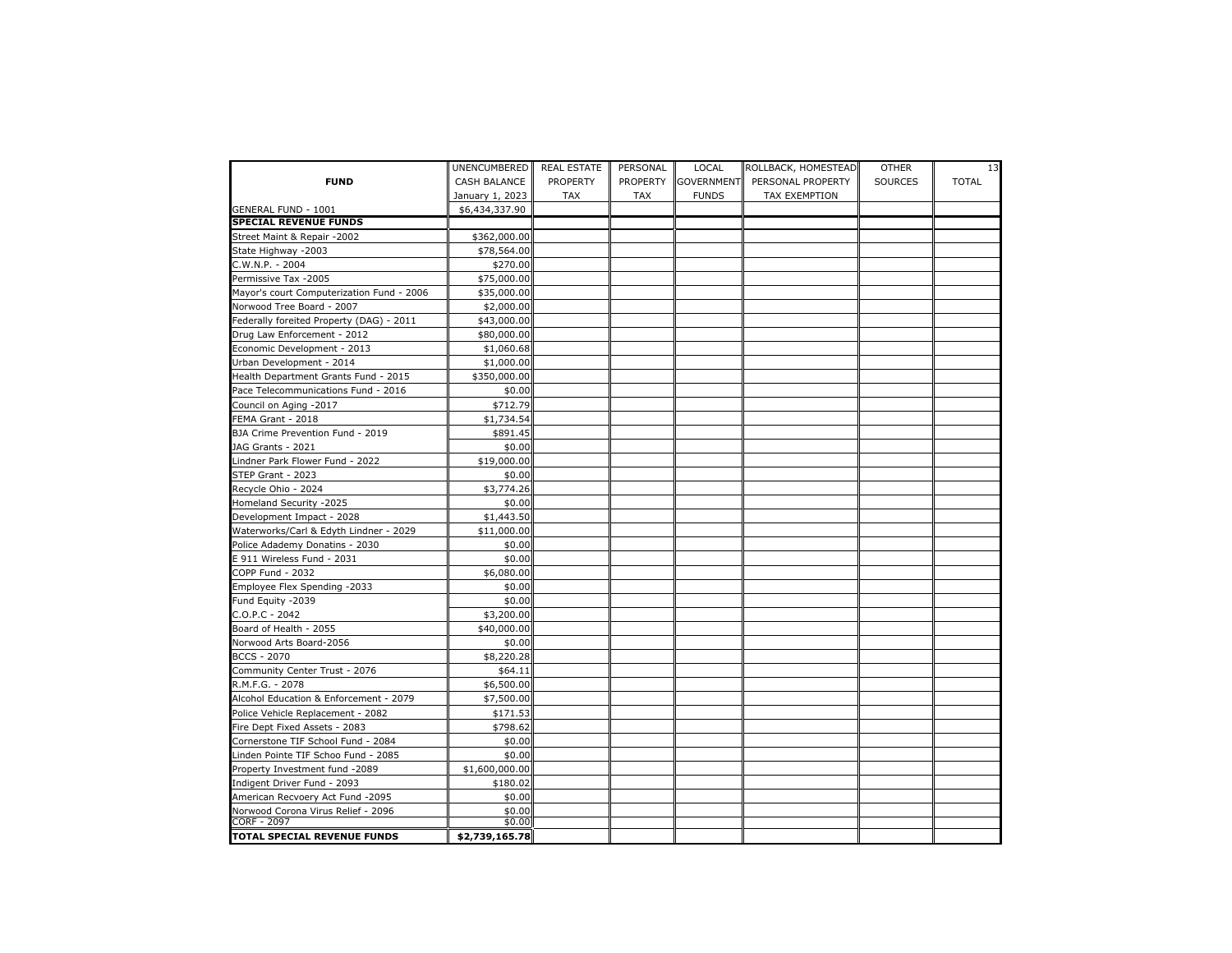| FUND | UNENCUMBERED CASH BALANCE January 1, 2023 | REAL ESTATE PROPERTY TAX | PERSONAL PROPERTY TAX | LOCAL GOVERNMENT FUNDS | ROLLBACK, HOMESTEAD PERSONAL PROPERTY TAX EXEMPTION | OTHER SOURCES | TOTAL |
|---|---|---|---|---|---|---|---|
| GENERAL FUND - 1001 | $6,434,337.90 | | | | | | |
| **SPECIAL REVENUE FUNDS** | | | | | | | |
| Street Maint & Repair -2002 | $362,000.00 | | | | | | |
| State Highway -2003 | $78,564.00 | | | | | | |
| C.W.N.P. - 2004 | $270.00 | | | | | | |
| Permissive Tax -2005 | $75,000.00 | | | | | | |
| Mayor's court Computerization Fund - 2006 | $35,000.00 | | | | | | |
| Norwood Tree Board - 2007 | $2,000.00 | | | | | | |
| Federally foreited Property (DAG) - 2011 | $43,000.00 | | | | | | |
| Drug Law Enforcement - 2012 | $80,000.00 | | | | | | |
| Economic Development - 2013 | $1,060.68 | | | | | | |
| Urban Development - 2014 | $1,000.00 | | | | | | |
| Health Department Grants Fund - 2015 | $350,000.00 | | | | | | |
| Pace Telecommunications Fund - 2016 | $0.00 | | | | | | |
| Council on Aging -2017 | $712.79 | | | | | | |
| FEMA Grant - 2018 | $1,734.54 | | | | | | |
| BJA Crime Prevention Fund - 2019 | $891.45 | | | | | | |
| JAG Grants - 2021 | $0.00 | | | | | | |
| Lindner Park Flower Fund - 2022 | $19,000.00 | | | | | | |
| STEP Grant - 2023 | $0.00 | | | | | | |
| Recycle Ohio - 2024 | $3,774.26 | | | | | | |
| Homeland Security -2025 | $0.00 | | | | | | |
| Development Impact - 2028 | $1,443.50 | | | | | | |
| Waterworks/Carl & Edyth Lindner - 2029 | $11,000.00 | | | | | | |
| Police Adademy Donatins - 2030 | $0.00 | | | | | | |
| E 911 Wireless Fund - 2031 | $0.00 | | | | | | |
| COPP Fund - 2032 | $6,080.00 | | | | | | |
| Employee Flex Spending -2033 | $0.00 | | | | | | |
| Fund Equity -2039 | $0.00 | | | | | | |
| C.O.P.C - 2042 | $3,200.00 | | | | | | |
| Board of Health - 2055 | $40,000.00 | | | | | | |
| Norwood Arts Board-2056 | $0.00 | | | | | | |
| BCCS - 2070 | $8,220.28 | | | | | | |
| Community Center Trust - 2076 | $64.11 | | | | | | |
| R.M.F.G. - 2078 | $6,500.00 | | | | | | |
| Alcohol Education & Enforcement - 2079 | $7,500.00 | | | | | | |
| Police Vehicle Replacement - 2082 | $171.53 | | | | | | |
| Fire Dept Fixed Assets - 2083 | $798.62 | | | | | | |
| Cornerstone TIF School Fund - 2084 | $0.00 | | | | | | |
| Linden Pointe TIF Schoo Fund - 2085 | $0.00 | | | | | | |
| Property Investment fund -2089 | $1,600,000.00 | | | | | | |
| Indigent Driver Fund - 2093 | $180.02 | | | | | | |
| American Recvoery Act Fund -2095 | $0.00 | | | | | | |
| Norwood Corona Virus Relief - 2096 | $0.00 | | | | | | |
| CORF - 2097 | $0.00 | | | | | | |
| **TOTAL SPECIAL REVENUE FUNDS** | **$2,739,165.78** | | | | | | |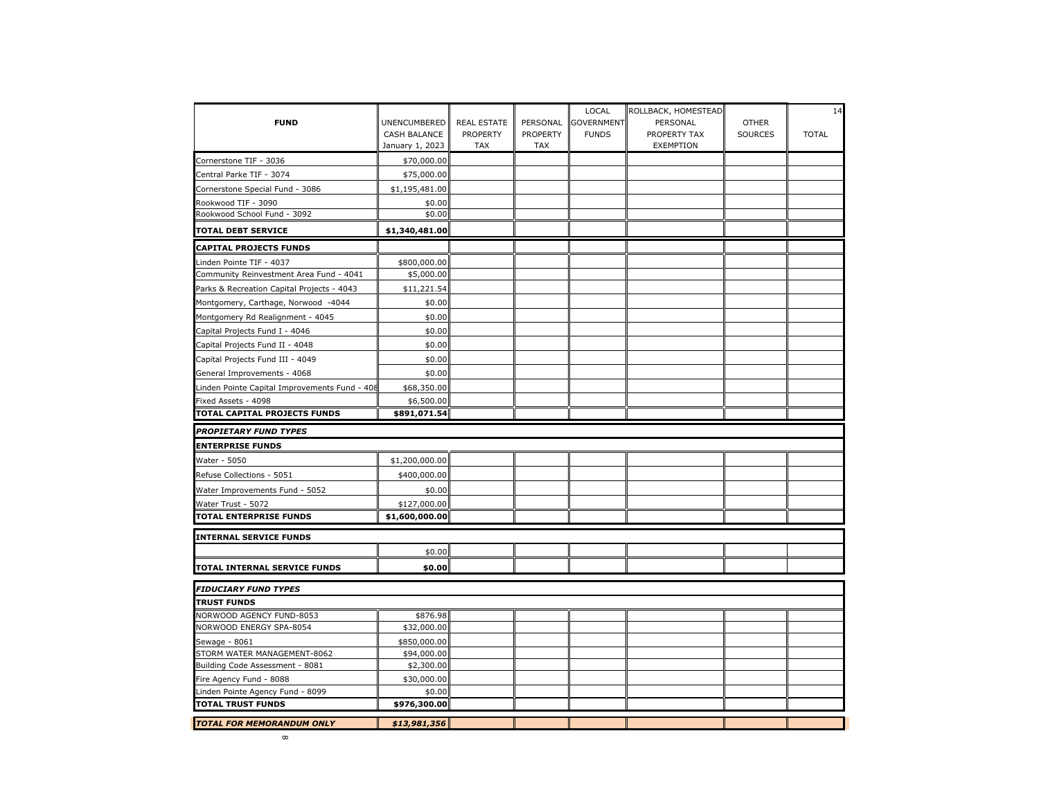| FUND | UNENCUMBERED CASH BALANCE January 1, 2023 | REAL ESTATE PROPERTY TAX | PERSONAL PROPERTY TAX | LOCAL GOVERNMENT FUNDS | ROLLBACK, HOMESTEAD PERSONAL PROPERTY TAX EXEMPTION | OTHER SOURCES | TOTAL |
|---|---|---|---|---|---|---|---|
| Cornerstone TIF - 3036 | $70,000.00 | | | | | | |
| Central Parke TIF - 3074 | $75,000.00 | | | | | | |
| Cornerstone Special Fund - 3086 | $1,195,481.00 | | | | | | |
| Rookwood TIF - 3090 | $0.00 | | | | | | |
| Rookwood School Fund - 3092 | $0.00 | | | | | | |
| **TOTAL DEBT SERVICE** | **$1,340,481.00** | | | | | | |
| **CAPITAL PROJECTS FUNDS** | | | | | | | |
| Linden Pointe TIF - 4037 | $800,000.00 | | | | | | |
| Community Reinvestment Area Fund - 4041 | $5,000.00 | | | | | | |
| Parks & Recreation Capital Projects - 4043 | $11,221.54 | | | | | | |
| Montgomery, Carthage, Norwood -4044 | $0.00 | | | | | | |
| Montgomery Rd Realignment - 4045 | $0.00 | | | | | | |
| Capital Projects Fund I - 4046 | $0.00 | | | | | | |
| Capital Projects Fund II - 4048 | $0.00 | | | | | | |
| Capital Projects Fund III - 4049 | $0.00 | | | | | | |
| General Improvements - 4068 | $0.00 | | | | | | |
| Linden Pointe Capital Improvements Fund - 408 | $68,350.00 | | | | | | |
| Fixed Assets - 4098 | $6,500.00 | | | | | | |
| **TOTAL CAPITAL PROJECTS FUNDS** | **$891,071.54** | | | | | | |
| ***PROPIETARY FUND TYPES*** | | | | | | | |
| **ENTERPRISE FUNDS** | | | | | | | |
| Water - 5050 | $1,200,000.00 | | | | | | |
| Refuse Collections - 5051 | $400,000.00 | | | | | | |
| Water Improvements Fund - 5052 | $0.00 | | | | | | |
| Water Trust - 5072 | $127,000.00 | | | | | | |
| **TOTAL ENTERPRISE FUNDS** | **$1,600,000.00** | | | | | | |
| **INTERNAL SERVICE FUNDS** | | | | | | | |
| | $0.00 | | | | | | |
| **TOTAL INTERNAL SERVICE FUNDS** | **$0.00** | | | | | | |
| ***FIDUCIARY FUND TYPES*** | | | | | | | |
| **TRUST FUNDS** | | | | | | | |
| NORWOOD AGENCY FUND-8053 | $876.98 | | | | | | |
| NORWOOD ENERGY SPA-8054 | $32,000.00 | | | | | | |
| Sewage - 8061 | $850,000.00 | | | | | | |
| STORM WATER MANAGEMENT-8062 | $94,000.00 | | | | | | |
| Building Code Assessment - 8081 | $2,300.00 | | | | | | |
| Fire Agency Fund - 8088 | $30,000.00 | | | | | | |
| Linden Pointe Agency Fund - 8099 | $0.00 | | | | | | |
| **TOTAL TRUST FUNDS** | **$976,300.00** | | | | | | |
| ***TOTAL FOR MEMORANDUM ONLY*** | ***$13,981,356*** | | | | | | |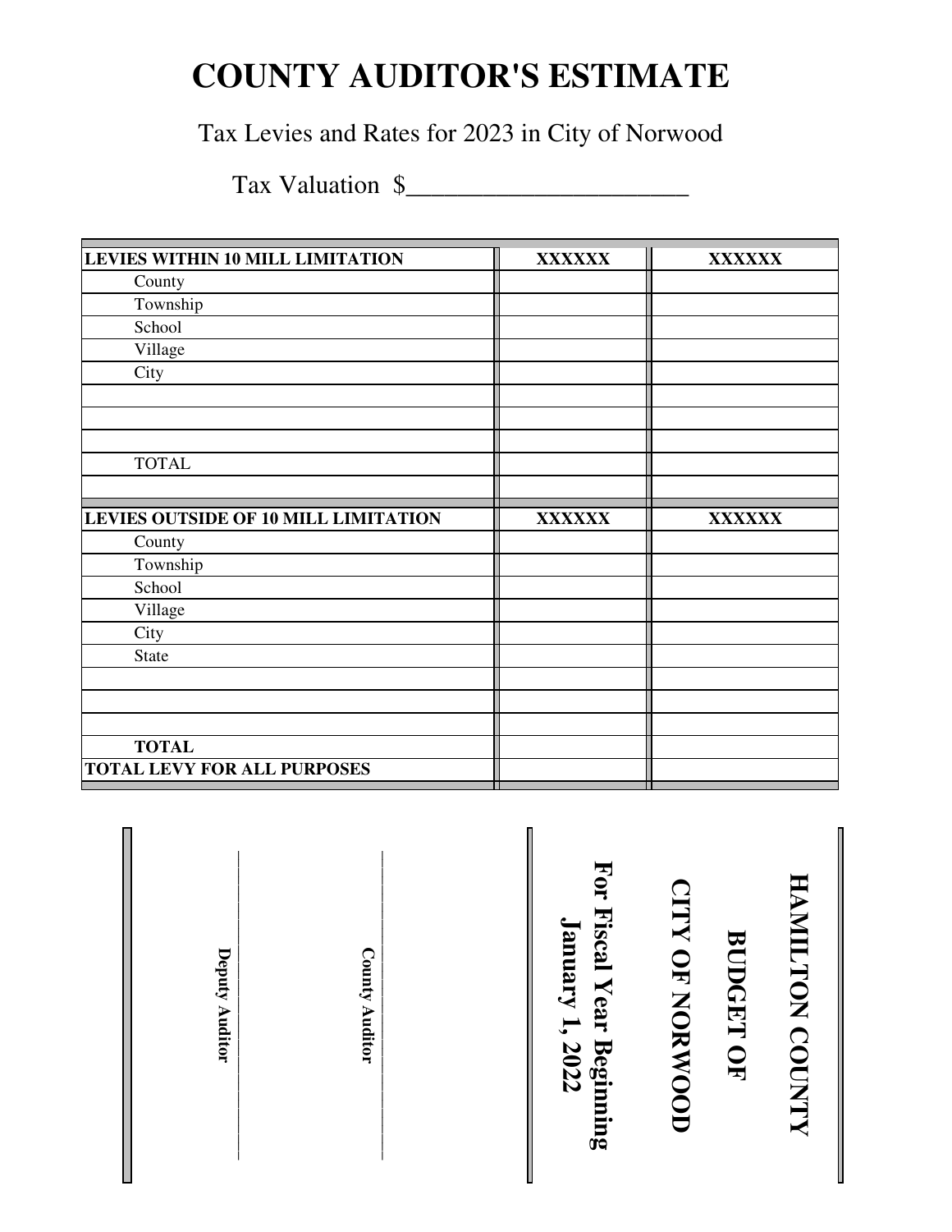# COUNTY AUDITOR'S ESTIMATE

Tax Levies and Rates for 2023 in City of Norwood

Tax Valuation $_____________________

| LEVIES WITHIN 10 MILL LIMITATION | XXXXXX | XXXXXX |
|---|---|---|
| County | | |
| Township | | |
| School | | |
| Village | | |
| City | | |
| | | |
| | | |
| | | |
| TOTAL | | |
| | | |
| **LEVIES OUTSIDE OF 10 MILL LIMITATION** | **XXXXXX** | **XXXXXX** |
| County | | |
| Township | | |
| School | | |
| Village | | |
| City | | |
| State | | |
| | | |
| | | |
| | | |
| **TOTAL** | | |
| **TOTAL LEVY FOR ALL PURPOSES** | | |

**HAMILTON COUNTY**

**BUDGET OF**

**CITY OF NORWOOD**

**For Fiscal Year Beginning January 1, 2022**

_____________________
**County Auditor**

_____________________
**Deputy Auditor**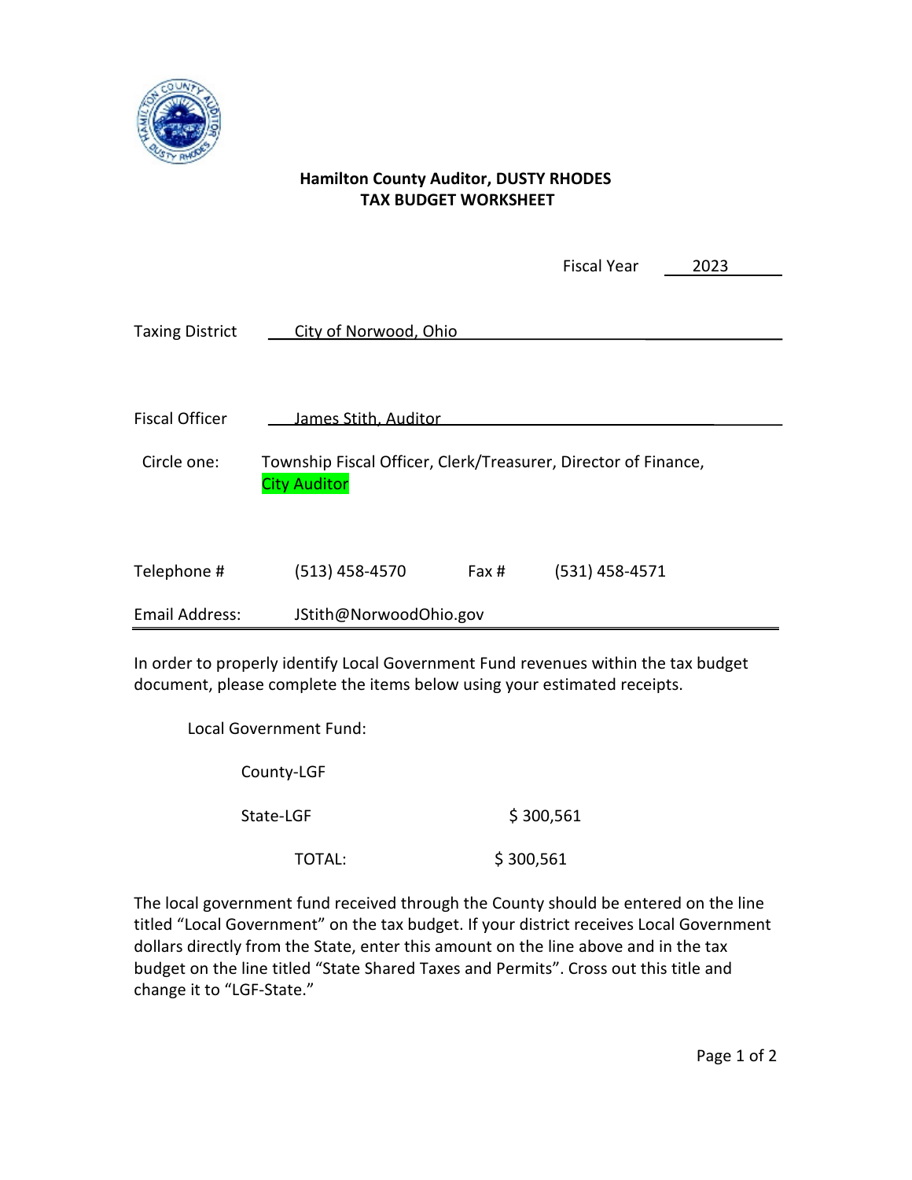**Hamilton County Auditor, DUSTY RHODES**
**TAX BUDGET WORKSHEET**

Fiscal Year 2023

Taxing District City of Norwood, Ohio

Fiscal Officer James Stith, Auditor

Circle one: Township Fiscal Officer, Clerk/Treasurer, Director of Finance, City Auditor

Telephone # (513) 458-4570 Fax # (531) 458-4571

Email Address: JStith@NorwoodOhio.gov

In order to properly identify Local Government Fund revenues within the tax budget document, please complete the items below using your estimated receipts.

Local Government Fund:

| | |
|---|---|
| County-LGF | |
| State-LGF | $ 300,561 |
| TOTAL: | $ 300,561 |

The local government fund received through the County should be entered on the line titled "Local Government" on the tax budget. If your district receives Local Government dollars directly from the State, enter this amount on the line above and in the tax budget on the line titled "State Shared Taxes and Permits". Cross out this title and change it to "LGF-State."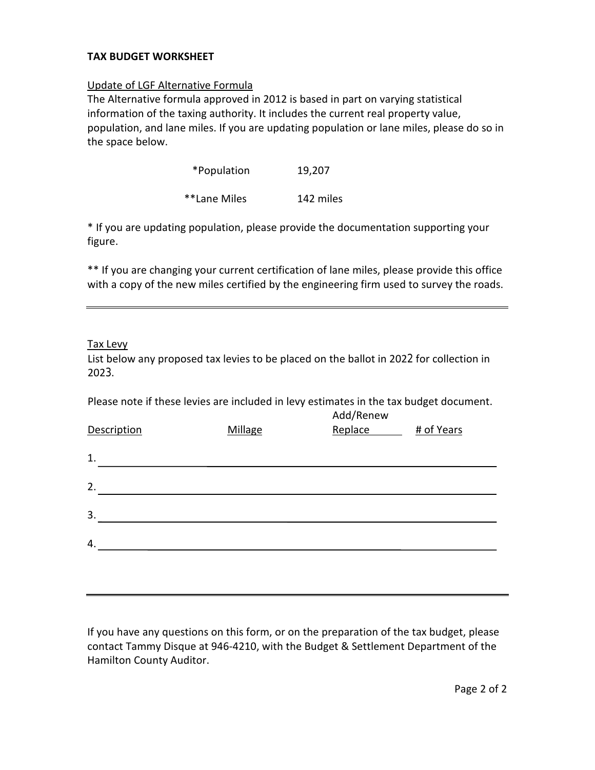**TAX BUDGET WORKSHEET**

Update of LGF Alternative Formula

The Alternative formula approved in 2012 is based in part on varying statistical information of the taxing authority. It includes the current real property value, population, and lane miles. If you are updating population or lane miles, please do so in the space below.

| | |
|---|---|
| *Population | 19,207 |
| **Lane Miles | 142 miles |

* If you are updating population, please provide the documentation supporting your figure.

** If you are changing your current certification of lane miles, please provide this office with a copy of the new miles certified by the engineering firm used to survey the roads.

---

Tax Levy

List below any proposed tax levies to be placed on the ballot in 2022 for collection in 2023.

Please note if these levies are included in levy estimates in the tax budget document.

| Description | Millage | Add/Renew Replace | # of Years |
|---|---|---|---|
| 1. | | | |
| 2. | | | |
| 3. | | | |
| 4. | | | |

---

If you have any questions on this form, or on the preparation of the tax budget, please contact Tammy Disque at 946-4210, with the Budget & Settlement Department of the Hamilton County Auditor.